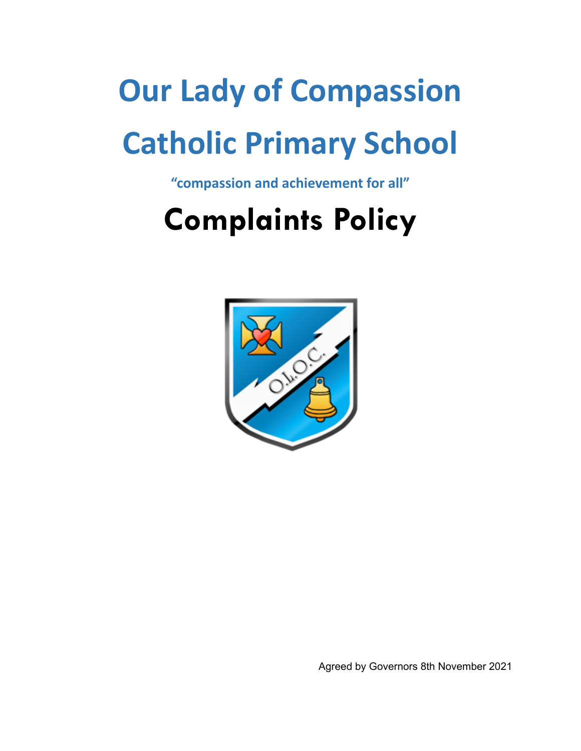# Our Lady of Compassion

# Catholic Primary School

**"compassion and achievement for all"**

# Complaints Policy

Agreed by Governors 8th November 2021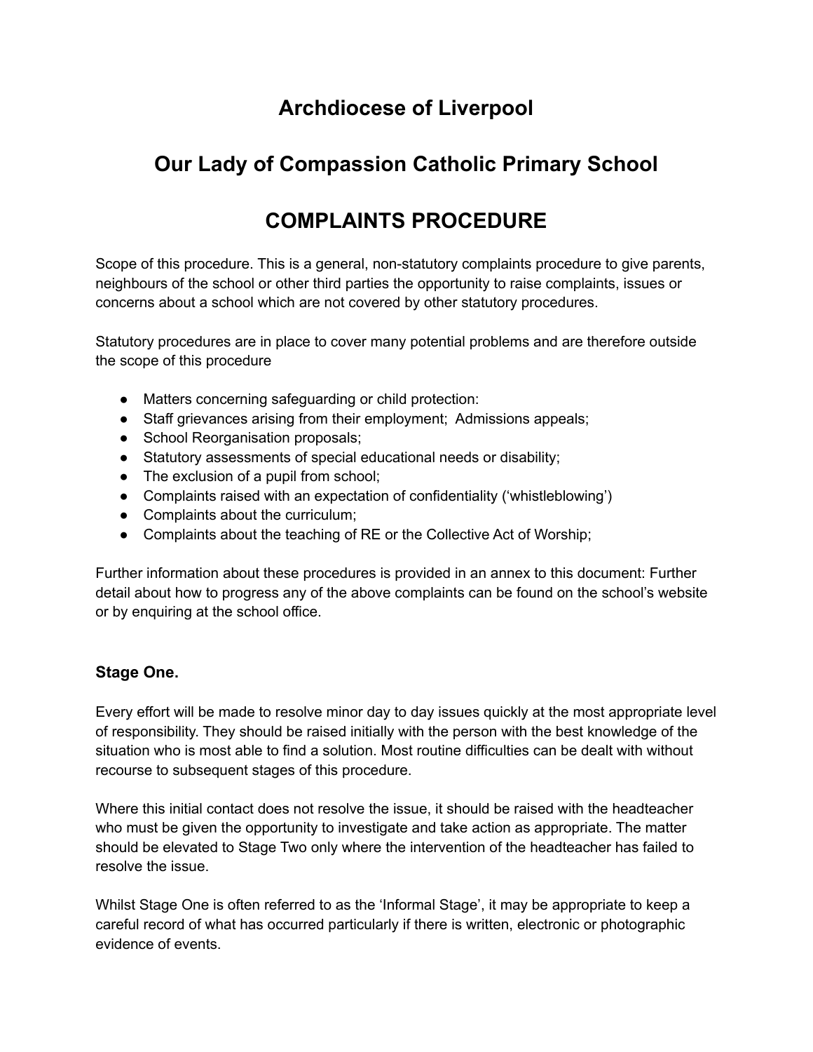# Archdiocese of Liverpool

# Our Lady of Compassion Catholic Primary School

# COMPLAINTS PROCEDURE

Scope of this procedure. This is a general, non-statutory complaints procedure to give parents, neighbours of the school or other third parties the opportunity to raise complaints, issues or concerns about a school which are not covered by other statutory procedures.

Statutory procedures are in place to cover many potential problems and are therefore outside the scope of this procedure

- Matters concerning safeguarding or child protection:
- Staff grievances arising from their employment; Admissions appeals;
- School Reorganisation proposals;
- Statutory assessments of special educational needs or disability;
- The exclusion of a pupil from school;
- Complaints raised with an expectation of confidentiality ('whistleblowing')
- Complaints about the curriculum;
- Complaints about the teaching of RE or the Collective Act of Worship;

Further information about these procedures is provided in an annex to this document: Further detail about how to progress any of the above complaints can be found on the school's website or by enquiring at the school office.

### Stage One.

Every effort will be made to resolve minor day to day issues quickly at the most appropriate level of responsibility. They should be raised initially with the person with the best knowledge of the situation who is most able to find a solution. Most routine difficulties can be dealt with without recourse to subsequent stages of this procedure.

Where this initial contact does not resolve the issue, it should be raised with the headteacher who must be given the opportunity to investigate and take action as appropriate. The matter should be elevated to Stage Two only where the intervention of the headteacher has failed to resolve the issue.

Whilst Stage One is often referred to as the 'Informal Stage', it may be appropriate to keep a careful record of what has occurred particularly if there is written, electronic or photographic evidence of events.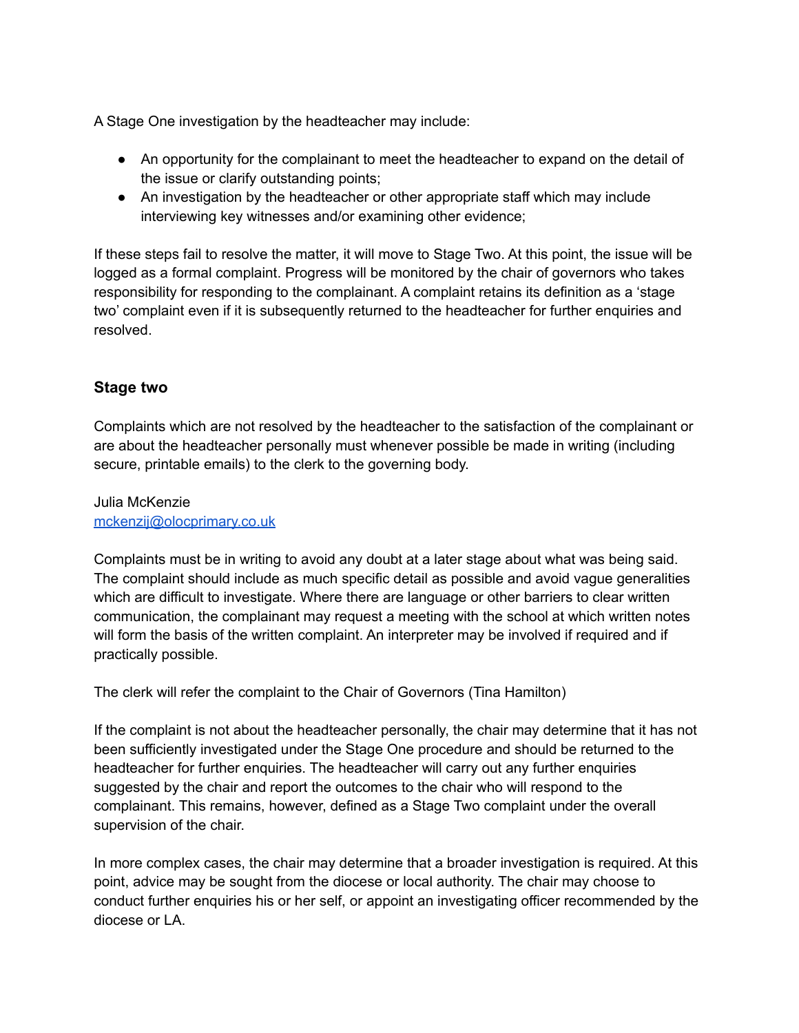A Stage One investigation by the headteacher may include:

- An opportunity for the complainant to meet the headteacher to expand on the detail of the issue or clarify outstanding points;
- An investigation by the headteacher or other appropriate staff which may include interviewing key witnesses and/or examining other evidence;

If these steps fail to resolve the matter, it will move to Stage Two. At this point, the issue will be logged as a formal complaint. Progress will be monitored by the chair of governors who takes responsibility for responding to the complainant. A complaint retains its definition as a 'stage two' complaint even if it is subsequently returned to the headteacher for further enquiries and resolved.

### Stage two

Complaints which are not resolved by the headteacher to the satisfaction of the complainant or are about the headteacher personally must whenever possible be made in writing (including secure, printable emails) to the clerk to the governing body.

Julia McKenzie
mckenzij@olocprimary.co.uk

Complaints must be in writing to avoid any doubt at a later stage about what was being said. The complaint should include as much specific detail as possible and avoid vague generalities which are difficult to investigate. Where there are language or other barriers to clear written communication, the complainant may request a meeting with the school at which written notes will form the basis of the written complaint. An interpreter may be involved if required and if practically possible.

The clerk will refer the complaint to the Chair of Governors (Tina Hamilton)

If the complaint is not about the headteacher personally, the chair may determine that it has not been sufficiently investigated under the Stage One procedure and should be returned to the headteacher for further enquiries. The headteacher will carry out any further enquiries suggested by the chair and report the outcomes to the chair who will respond to the complainant. This remains, however, defined as a Stage Two complaint under the overall supervision of the chair.

In more complex cases, the chair may determine that a broader investigation is required. At this point, advice may be sought from the diocese or local authority. The chair may choose to conduct further enquiries his or her self, or appoint an investigating officer recommended by the diocese or LA.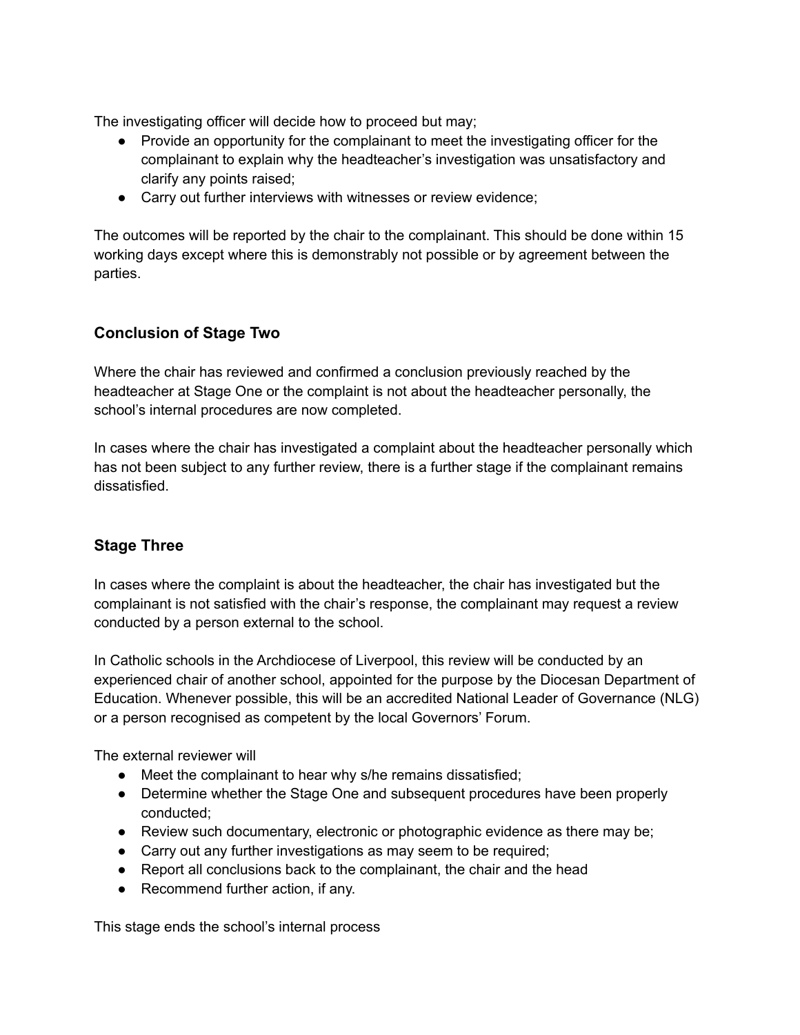The investigating officer will decide how to proceed but may;

- Provide an opportunity for the complainant to meet the investigating officer for the complainant to explain why the headteacher's investigation was unsatisfactory and clarify any points raised;
- Carry out further interviews with witnesses or review evidence;

The outcomes will be reported by the chair to the complainant. This should be done within 15 working days except where this is demonstrably not possible or by agreement between the parties.

### Conclusion of Stage Two

Where the chair has reviewed and confirmed a conclusion previously reached by the headteacher at Stage One or the complaint is not about the headteacher personally, the school's internal procedures are now completed.

In cases where the chair has investigated a complaint about the headteacher personally which has not been subject to any further review, there is a further stage if the complainant remains dissatisfied.

### Stage Three

In cases where the complaint is about the headteacher, the chair has investigated but the complainant is not satisfied with the chair's response, the complainant may request a review conducted by a person external to the school.

In Catholic schools in the Archdiocese of Liverpool, this review will be conducted by an experienced chair of another school, appointed for the purpose by the Diocesan Department of Education. Whenever possible, this will be an accredited National Leader of Governance (NLG) or a person recognised as competent by the local Governors' Forum.

The external reviewer will

- Meet the complainant to hear why s/he remains dissatisfied;
- Determine whether the Stage One and subsequent procedures have been properly conducted;
- Review such documentary, electronic or photographic evidence as there may be;
- Carry out any further investigations as may seem to be required;
- Report all conclusions back to the complainant, the chair and the head
- Recommend further action, if any.

This stage ends the school's internal process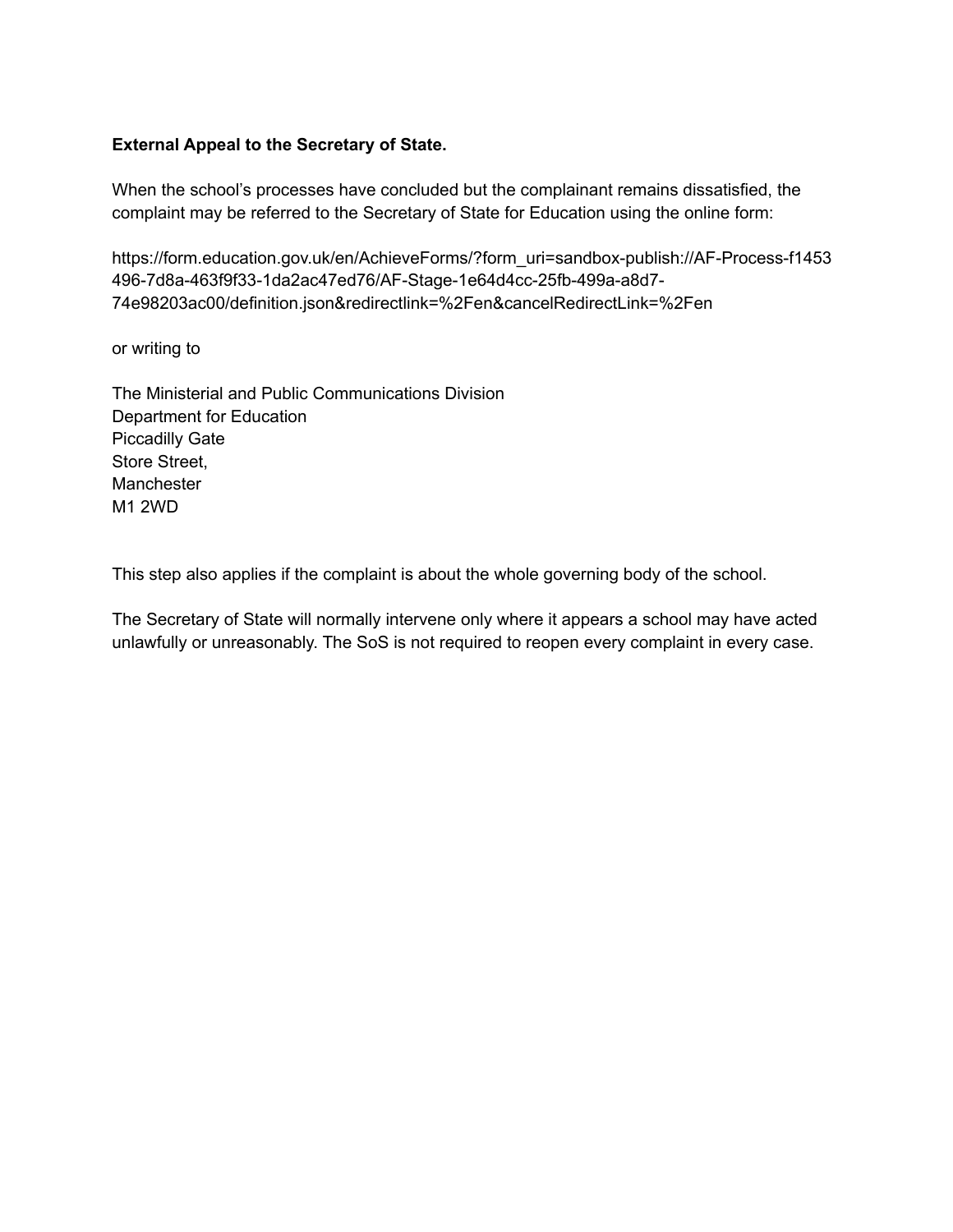**External Appeal to the Secretary of State.**

When the school's processes have concluded but the complainant remains dissatisfied, the complaint may be referred to the Secretary of State for Education using the online form:

https://form.education.gov.uk/en/AchieveForms/?form_uri=sandbox-publish://AF-Process-f1453496-7d8a-463f9f33-1da2ac47ed76/AF-Stage-1e64d4cc-25fb-499a-a8d7-74e98203ac00/definition.json&redirectlink=%2Fen&cancelRedirectLink=%2Fen

or writing to

The Ministerial and Public Communications Division
Department for Education
Piccadilly Gate
Store Street,
Manchester
M1 2WD

This step also applies if the complaint is about the whole governing body of the school.

The Secretary of State will normally intervene only where it appears a school may have acted unlawfully or unreasonably. The SoS is not required to reopen every complaint in every case.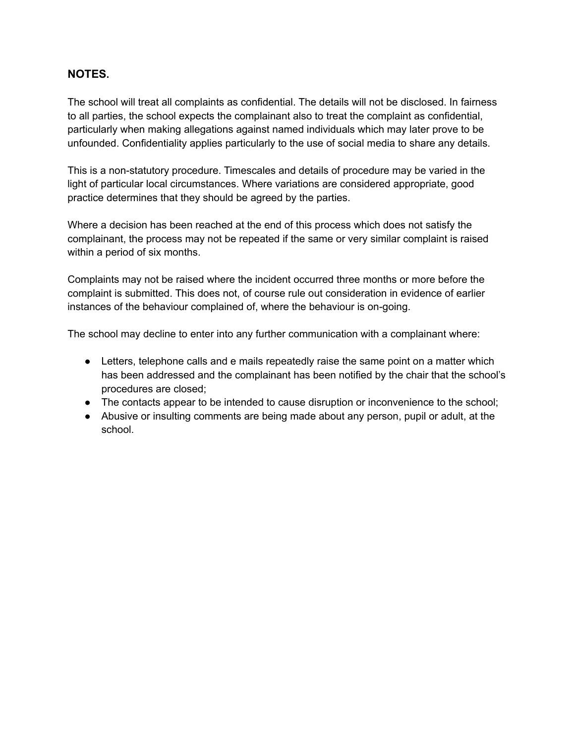**NOTES.**

The school will treat all complaints as confidential. The details will not be disclosed. In fairness to all parties, the school expects the complainant also to treat the complaint as confidential, particularly when making allegations against named individuals which may later prove to be unfounded. Confidentiality applies particularly to the use of social media to share any details.

This is a non-statutory procedure. Timescales and details of procedure may be varied in the light of particular local circumstances. Where variations are considered appropriate, good practice determines that they should be agreed by the parties.

Where a decision has been reached at the end of this process which does not satisfy the complainant, the process may not be repeated if the same or very similar complaint is raised within a period of six months.

Complaints may not be raised where the incident occurred three months or more before the complaint is submitted. This does not, of course rule out consideration in evidence of earlier instances of the behaviour complained of, where the behaviour is on-going.

The school may decline to enter into any further communication with a complainant where:

- Letters, telephone calls and e mails repeatedly raise the same point on a matter which has been addressed and the complainant has been notified by the chair that the school's procedures are closed;
- The contacts appear to be intended to cause disruption or inconvenience to the school;
- Abusive or insulting comments are being made about any person, pupil or adult, at the school.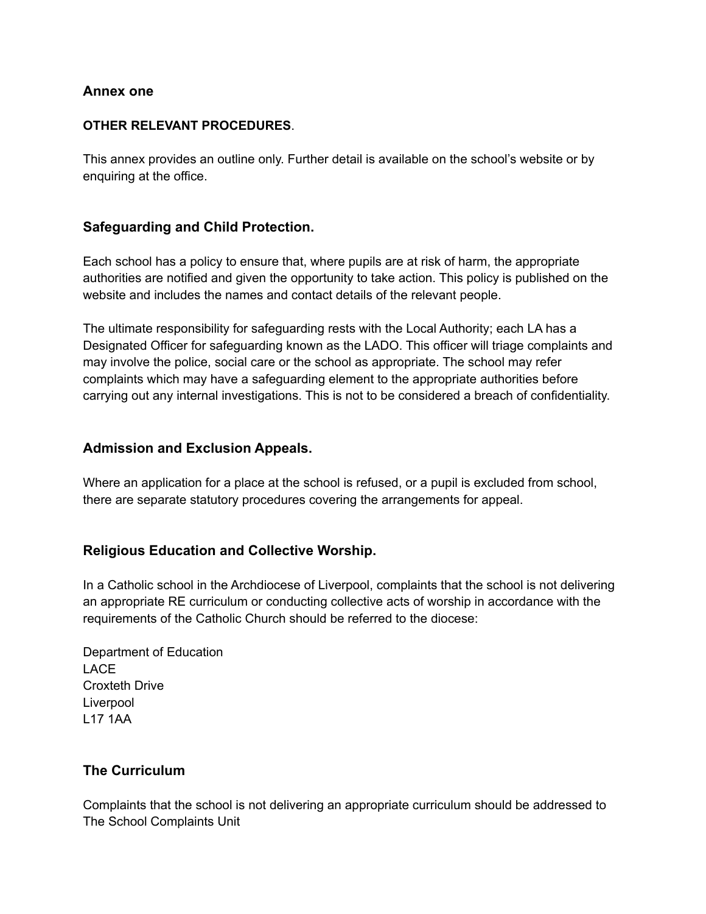## Annex one

**OTHER RELEVANT PROCEDURES**.

This annex provides an outline only. Further detail is available on the school's website or by enquiring at the office.

### Safeguarding and Child Protection.

Each school has a policy to ensure that, where pupils are at risk of harm, the appropriate authorities are notified and given the opportunity to take action. This policy is published on the website and includes the names and contact details of the relevant people.

The ultimate responsibility for safeguarding rests with the Local Authority; each LA has a Designated Officer for safeguarding known as the LADO. This officer will triage complaints and may involve the police, social care or the school as appropriate. The school may refer complaints which may have a safeguarding element to the appropriate authorities before carrying out any internal investigations. This is not to be considered a breach of confidentiality.

### Admission and Exclusion Appeals.

Where an application for a place at the school is refused, or a pupil is excluded from school, there are separate statutory procedures covering the arrangements for appeal.

### Religious Education and Collective Worship.

In a Catholic school in the Archdiocese of Liverpool, complaints that the school is not delivering an appropriate RE curriculum or conducting collective acts of worship in accordance with the requirements of the Catholic Church should be referred to the diocese:

Department of Education
LACE
Croxteth Drive
Liverpool
L17 1AA

### The Curriculum

Complaints that the school is not delivering an appropriate curriculum should be addressed to The School Complaints Unit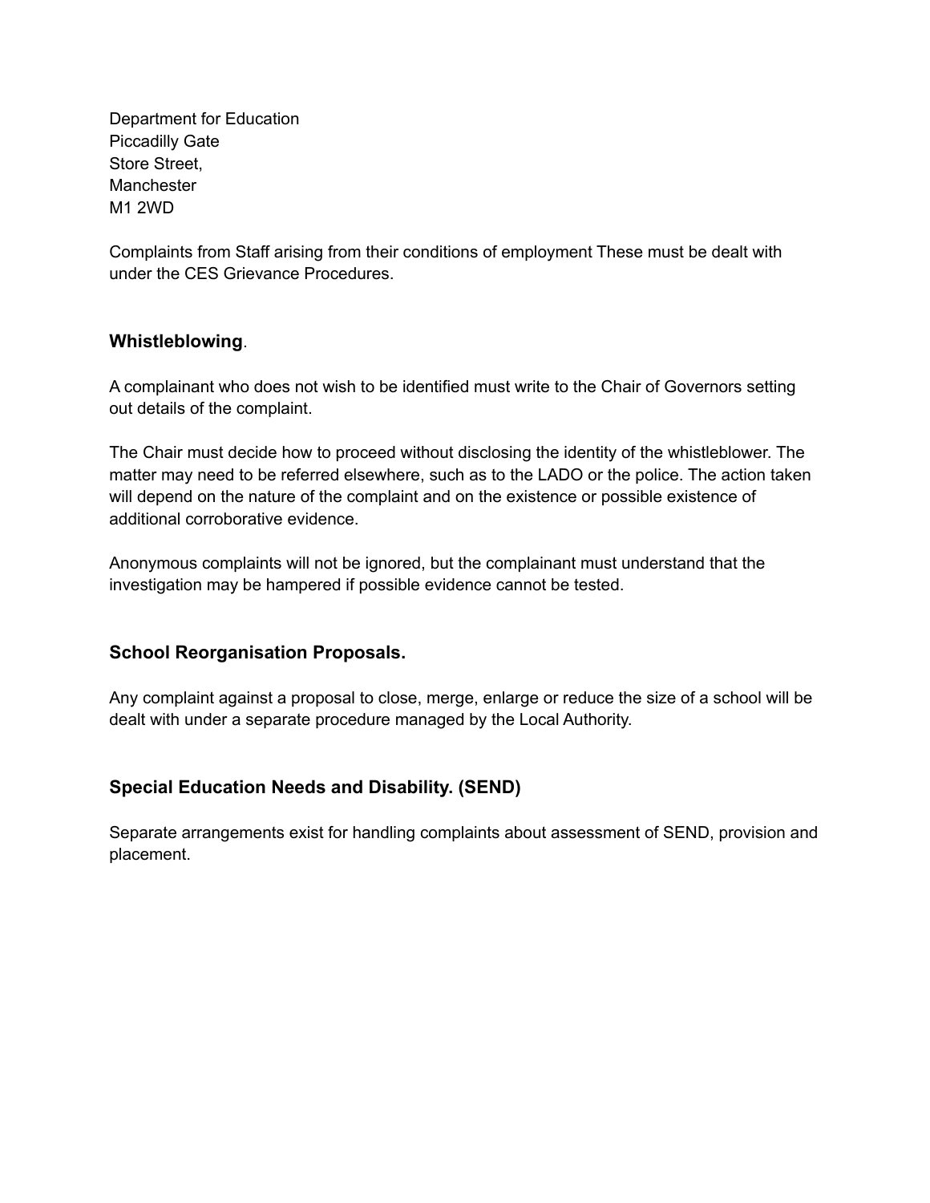Department for Education
Piccadilly Gate
Store Street,
Manchester
M1 2WD

Complaints from Staff arising from their conditions of employment These must be dealt with under the CES Grievance Procedures.

## **Whistleblowing**.

A complainant who does not wish to be identified must write to the Chair of Governors setting out details of the complaint.

The Chair must decide how to proceed without disclosing the identity of the whistleblower. The matter may need to be referred elsewhere, such as to the LADO or the police. The action taken will depend on the nature of the complaint and on the existence or possible existence of additional corroborative evidence.

Anonymous complaints will not be ignored, but the complainant must understand that the investigation may be hampered if possible evidence cannot be tested.

## **School Reorganisation Proposals.**

Any complaint against a proposal to close, merge, enlarge or reduce the size of a school will be dealt with under a separate procedure managed by the Local Authority.

## **Special Education Needs and Disability. (SEND)**

Separate arrangements exist for handling complaints about assessment of SEND, provision and placement.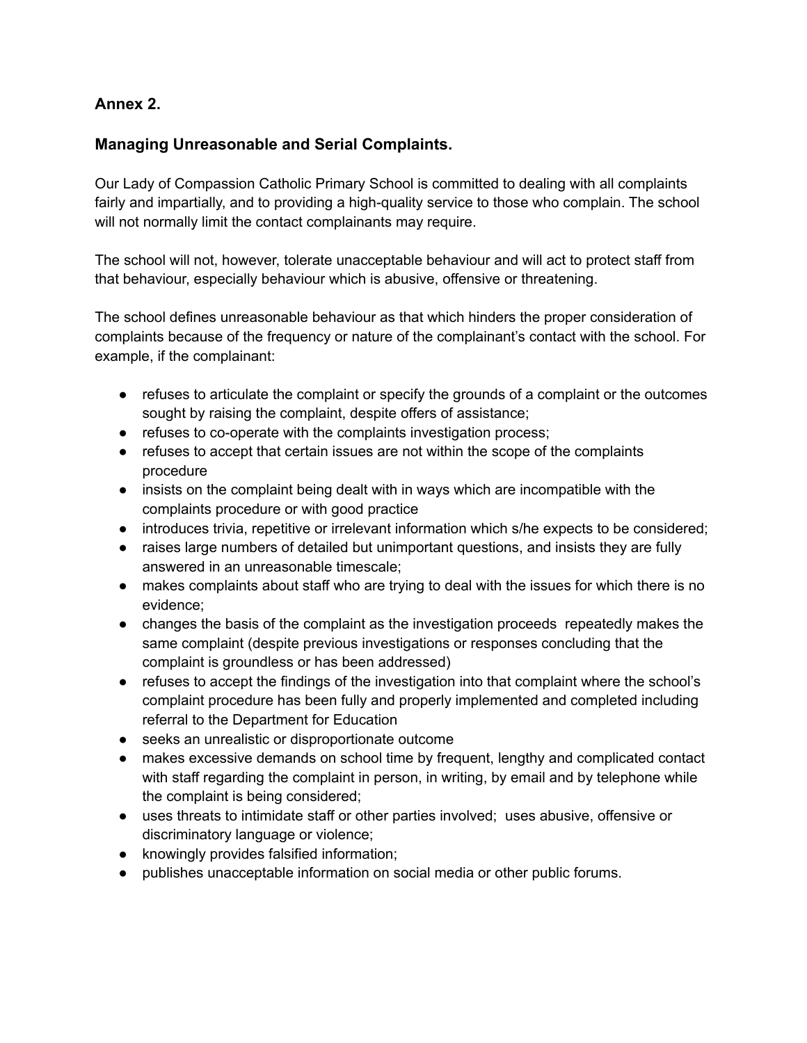**Annex 2.**

**Managing Unreasonable and Serial Complaints.**

Our Lady of Compassion Catholic Primary School is committed to dealing with all complaints fairly and impartially, and to providing a high-quality service to those who complain. The school will not normally limit the contact complainants may require.

The school will not, however, tolerate unacceptable behaviour and will act to protect staff from that behaviour, especially behaviour which is abusive, offensive or threatening.

The school defines unreasonable behaviour as that which hinders the proper consideration of complaints because of the frequency or nature of the complainant's contact with the school. For example, if the complainant:

- refuses to articulate the complaint or specify the grounds of a complaint or the outcomes sought by raising the complaint, despite offers of assistance;
- refuses to co-operate with the complaints investigation process;
- refuses to accept that certain issues are not within the scope of the complaints procedure
- insists on the complaint being dealt with in ways which are incompatible with the complaints procedure or with good practice
- introduces trivia, repetitive or irrelevant information which s/he expects to be considered;
- raises large numbers of detailed but unimportant questions, and insists they are fully answered in an unreasonable timescale;
- makes complaints about staff who are trying to deal with the issues for which there is no evidence;
- changes the basis of the complaint as the investigation proceeds repeatedly makes the same complaint (despite previous investigations or responses concluding that the complaint is groundless or has been addressed)
- refuses to accept the findings of the investigation into that complaint where the school's complaint procedure has been fully and properly implemented and completed including referral to the Department for Education
- seeks an unrealistic or disproportionate outcome
- makes excessive demands on school time by frequent, lengthy and complicated contact with staff regarding the complaint in person, in writing, by email and by telephone while the complaint is being considered;
- uses threats to intimidate staff or other parties involved; uses abusive, offensive or discriminatory language or violence;
- knowingly provides falsified information;
- publishes unacceptable information on social media or other public forums.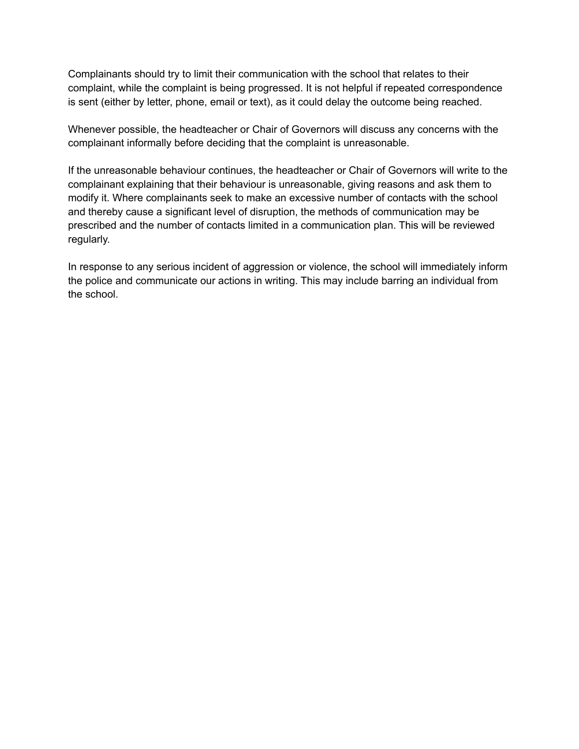Complainants should try to limit their communication with the school that relates to their complaint, while the complaint is being progressed. It is not helpful if repeated correspondence is sent (either by letter, phone, email or text), as it could delay the outcome being reached.

Whenever possible, the headteacher or Chair of Governors will discuss any concerns with the complainant informally before deciding that the complaint is unreasonable.

If the unreasonable behaviour continues, the headteacher or Chair of Governors will write to the complainant explaining that their behaviour is unreasonable, giving reasons and ask them to modify it. Where complainants seek to make an excessive number of contacts with the school and thereby cause a significant level of disruption, the methods of communication may be prescribed and the number of contacts limited in a communication plan. This will be reviewed regularly.

In response to any serious incident of aggression or violence, the school will immediately inform the police and communicate our actions in writing. This may include barring an individual from the school.